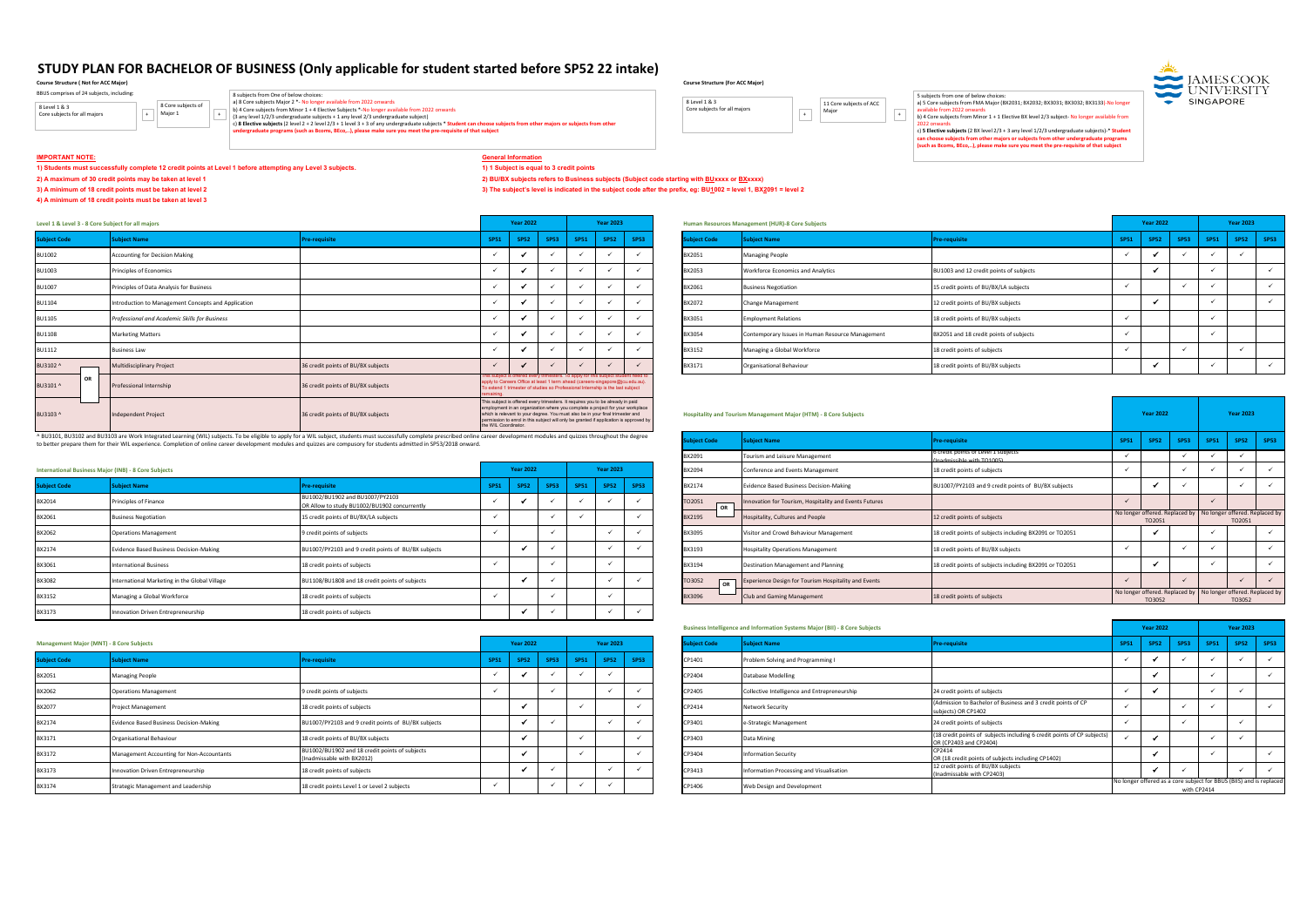# STUDY PLAN FOR BACHELOR OF BUSINESS (Only applicable for student started before SP52 22 intake)

**Course Structure ( Not for ACC Major)**

BBUS comprises of 24 subjects, including:

8 Level 1 & 3 Core subjects for all majors + 8 Core subjects of Major 1 + 8 subjects from One of below choices:

a) 8 Core subjects Major 2 *- No longer available from 2022 onwards
b) 4 Core subjects from Minor 1 + 4 Elective Subjects *-No longer available from 2022 onwards (3 any level 1/2/3 undergraduate subjects + 1 any level 2/3 undergraduate subject)
c) **8 Elective subjects** (2 level 2 + 2 level 2/3 + 1 level 3 + 3 of any undergraduate subjects * **Student can choose subjects from other majors or subjects from other undergraduate programs (such as Bcoms, BEco,..), please make sure you meet the pre-requisite of that subject**

**Course Structure (For ACC Major)**

8 Level 1 & 3 Core subjects for all majors + 11 Core subjects of ACC Major + 5 subjects from one of below choices:

a) 5 Core subjects from FMA Major (BX2031; BX2032; BX3031; BX3032; BX3133)- No longer available from 2022 onwards
b) 4 Core subjects from Minor 1 + 1 Elective BX level 2/3 subject- No longer available from 2022 onwards
c) **5 Elective subjects** (2 BX level 2/3 + 3 any level 1/2/3 undergraduate subjects)-* **Student can choose subjects from other majors or subjects from other undergraduate programs (such as Bcoms, BEco,..), please make sure you meet the pre-requisite of that subject**

**IMPORTANT NOTE:**

**1) Students must successfully complete 12 credit points at Level 1 before attempting any Level 3 subjects.**
**2) A maximum of 30 credit points may be taken at level 1**
**3) A minimum of 18 credit points must be taken at level 2**
**4) A minimum of 18 credit points must be taken at level 3**

**General Information**

**1) 1 Subject is equal to 3 credit points**
**2) BU/BX subjects refers to Business subjects (Subject code starting with BUxxxx or BXxxxx)**
**3) The subject's level is indicated in the subject code after the prefix, eg: BU1002 = level 1, BX2091 = level 2**

**Level 1 & Level 3 - 8 Core Subject for all majors**

| Subject Code | Subject Name | Pre-requisite | Year 2022 SP51 | Year 2022 SP52 | Year 2022 SP53 | Year 2023 SP51 | Year 2023 SP52 | Year 2023 SP53 |
|---|---|---|---|---|---|---|---|---|
| BU1002 | Accounting for Decision Making | | ✓ | ✓ | ✓ | ✓ | ✓ | ✓ |
| BU1003 | Principles of Economics | | ✓ | ✓ | ✓ | ✓ | ✓ | ✓ |
| BU1007 | Principles of Data Analysis for Business | | ✓ | ✓ | ✓ | ✓ | ✓ | ✓ |
| BU1104 | Introduction to Management Concepts and Application | | ✓ | ✓ | ✓ | ✓ | ✓ | ✓ |
| BU1105 | *Professional and Academic Skills for Business* | | ✓ | ✓ | ✓ | ✓ | ✓ | ✓ |
| BU1108 | Marketing Matters | | ✓ | ✓ | ✓ | ✓ | ✓ | ✓ |
| BU1112 | Business Law | | ✓ | ✓ | ✓ | ✓ | ✓ | ✓ |
| BU3102 ^ | Multidisciplinary Project | 36 credit points of BU/BX subjects | ✓ | ✓ | ✓ | ✓ | ✓ | ✓ |
| OR BU3101 ^ | Professional Internship | 36 credit points of BU/BX subjects | This subject is offered every trimesters. To apply for this subject student need to apply to Careers Office at least 1 term ahead (careers-singapore@jcu.edu.au). To extend 1 trimester of studies so Professional Internship is the last subject remaining. | | | | | |
| BU3103 ^ | Independent Project | 36 credit points of BU/BX subjects | This subject is offered every trimesters. It requires you to be already in paid employment in an organization where you complete a project for your workplace which is relevant to your degree. You must also be in your final trimester and permission to enrol in this subject will only be granted if application is approved by the WIL Coordinator. | | | | | |

^ BU3101, BU3102 and BU3103 are Work Integrated Learning (WIL) subjects. To be eligible to apply for a WIL subject, students must successfully complete prescribed online career development modules and quizzes throughout the degree to better prepare them for their WIL experience. Completion of online career development modules and quizzes are compusory for students admitted in SP53/2018 onward.

**International Business Major (INB) - 8 Core Subjects**

| Subject Code | Subject Name | Pre-requisite | Year 2022 SP51 | Year 2022 SP52 | Year 2022 SP53 | Year 2023 SP51 | Year 2023 SP52 | Year 2023 SP53 |
|---|---|---|---|---|---|---|---|---|
| BX2014 | Principles of Finance | BU1002/BU1902 and BU1007/PY2103 OR Allow to study BU1002/BU1902 concurrently | ✓ | ✓ | ✓ | ✓ | ✓ | ✓ |
| BX2061 | Business Negotiation | 15 credit points of BU/BX/LA subjects | ✓ | | ✓ | ✓ | | ✓ |
| BX2062 | Operations Management | 9 credit points of subjects | ✓ | | ✓ | | ✓ | ✓ |
| BX2174 | Evidence Based Business Decision-Making | BU1007/PY2103 and 9 credit points of BU/BX subjects | | ✓ | ✓ | | ✓ | ✓ |
| BX3061 | International Business | 18 credit points of BU/BX subjects | ✓ | | ✓ | | ✓ | |
| BX3082 | International Marketing in the Global Village | BU1108/BU1808 and 18 credit points of subjects | | ✓ | ✓ | | ✓ | ✓ |
| BX3152 | Managing a Global Workforce | 18 credit points of subjects | ✓ | | ✓ | | ✓ | |
| BX3173 | Innovation Driven Entrepreneurship | 18 credit points of subjects | | ✓ | ✓ | | ✓ | ✓ |

**Management Major (MNT) - 8 Core Subjects**

| Subject Code | Subject Name | Pre-requisite | Year 2022 SP51 | Year 2022 SP52 | Year 2022 SP53 | Year 2023 SP51 | Year 2023 SP52 | Year 2023 SP53 |
|---|---|---|---|---|---|---|---|---|
| BX2051 | Managing People | | ✓ | ✓ | ✓ | ✓ | ✓ | |
| BX2062 | Operations Management | 9 credit points of subjects | ✓ | | ✓ | | ✓ | ✓ |
| BX2077 | Project Management | 18 credit points of subjects | | ✓ | | ✓ | | ✓ |
| BX2174 | Evidence Based Business Decision-Making | BU1007/PY2103 and 9 credit points of BU/BX subjects | | ✓ | ✓ | | ✓ | ✓ |
| BX3171 | Organisational Behaviour | 18 credit points of BU/BX subjects | | ✓ | | ✓ | | ✓ |
| BX3172 | Management Accounting for Non-Accountants | BU1002/BU1902 and 18 credit points of subjects (Inadmissible with BX2012) | | ✓ | | ✓ | | ✓ |
| BX3173 | Innovation Driven Entrepreneurship | 18 credit points of subjects | | ✓ | ✓ | | ✓ | ✓ |
| BX3174 | Strategic Management and Leadership | 18 credit points Level 1 or Level 2 subjects | ✓ | | ✓ | ✓ | ✓ | |

**Human Resources Management (HUR)-8 Core Subjects**

| Subject Code | Subject Name | Pre-requisite | Year 2022 SP51 | Year 2022 SP52 | Year 2022 SP53 | Year 2023 SP51 | Year 2023 SP52 | Year 2023 SP53 |
|---|---|---|---|---|---|---|---|---|
| BX2051 | Managing People | | ✓ | ✓ | ✓ | ✓ | ✓ | |
| BX2053 | Workforce Economics and Analytics | BU1003 and 12 credit points of subjects | | ✓ | | ✓ | | ✓ |
| BX2061 | Business Negotiation | 15 credit points of BU/BX/LA subjects | ✓ | | ✓ | ✓ | | ✓ |
| BX2072 | Change Management | 12 credit points of BU/BX subjects | | ✓ | | ✓ | | ✓ |
| BX3051 | Employment Relations | 18 credit points of BU/BX subjects | ✓ | | | ✓ | | |
| BX3054 | Contemporary Issues in Human Resource Management | BX2051 and 18 credit points of subjects | ✓ | | | ✓ | | |
| BX3152 | Managing a Global Workforce | 18 credit points of subjects | ✓ | | ✓ | | ✓ | |
| BX3171 | Organisational Behaviour | 18 credit points of BU/BX subjects | | ✓ | | ✓ | | ✓ |

**Hospitality and Tourism Management Major (HTM) - 8 Core Subjects**

| Subject Code | Subject Name | Pre-requisite | Year 2022 SP51 | Year 2022 SP52 | Year 2022 SP53 | Year 2023 SP51 | Year 2023 SP52 | Year 2023 SP53 |
|---|---|---|---|---|---|---|---|---|
| BX2091 | Tourism and Leisure Management | 6 credit points of Level 1 subjects (Inadmissible with TO1005) | ✓ | | ✓ | ✓ | ✓ | |
| BX2094 | Conference and Events Management | 18 credit points of subjects | ✓ | | ✓ | ✓ | ✓ | ✓ |
| BX2174 | Evidence Based Business Decision-Making | BU1007/PY2103 and 9 credit points of BU/BX subjects | | ✓ | ✓ | | ✓ | ✓ |
| TO2051 | Innovation for Tourism, Hospitality and Events Futures | | ✓ | | | ✓ | | |
| OR BX2195 | Hospitality, Cultures and People | 12 credit points of subjects | No longer offered. Replaced by TO2051 | | | No longer offered. Replaced by TO2051 | | |
| BX3095 | Visitor and Crowd Behaviour Management | 18 credit points of subjects including BX2091 or TO2051 | | ✓ | | ✓ | | ✓ |
| BX3193 | Hospitality Operations Management | 18 credit points of BU/BX subjects | ✓ | | ✓ | ✓ | | ✓ |
| BX3194 | Destination Management and Planning | 18 credit points of subjects including BX2091 or TO2051 | | ✓ | | ✓ | | ✓ |
| TO3052 | Experience Design for Tourism Hospitality and Events | | ✓ | | ✓ | | ✓ | ✓ |
| OR BX3096 | Club and Gaming Management | 18 credit points of subjects | No longer offered. Replaced by TO3052 | | | No longer offered. Replaced by TO3052 | | |

**Business Intelligence and Information Systems Major (BII) - 8 Core Subjects**

| Subject Code | Subject Name | Pre-requisite | Year 2022 SP51 | Year 2022 SP52 | Year 2022 SP53 | Year 2023 SP51 | Year 2023 SP52 | Year 2023 SP53 |
|---|---|---|---|---|---|---|---|---|
| CP1401 | Problem Solving and Programming I | | ✓ | ✓ | ✓ | ✓ | ✓ | ✓ |
| CP2404 | Database Modelling | | | ✓ | | ✓ | | ✓ |
| CP2405 | Collective Intelligence and Entrepreneurship | 24 credit points of subjects | ✓ | ✓ | | ✓ | ✓ | |
| CP2414 | Network Security | (Admission to Bachelor of Business and 3 credit points of CP subjects) OR CP1402 | ✓ | | ✓ | ✓ | | ✓ |
| CP3401 | e-Strategic Management | 24 credit points of subjects | ✓ | | ✓ | | ✓ | |
| CP3403 | Data Mining | (18 credit points of subjects including 6 credit points of CP subjects) OR (CP2403 and CP2404) | ✓ | ✓ | | ✓ | ✓ | |
| CP3404 | Information Security | CP2414 OR (18 credit points of subjects including CP1402) | | ✓ | | ✓ | | ✓ |
| CP3413 | Information Processing and Visualisation | 12 credit points of BU/BX subjects (Inadmissible with CP2403) | | ✓ | ✓ | | ✓ | ✓ |
| CP1406 | Web Design and Development | | No longer offered as a core subject for BBUS (BIIS) and is replaced with CP2414 | | | | | |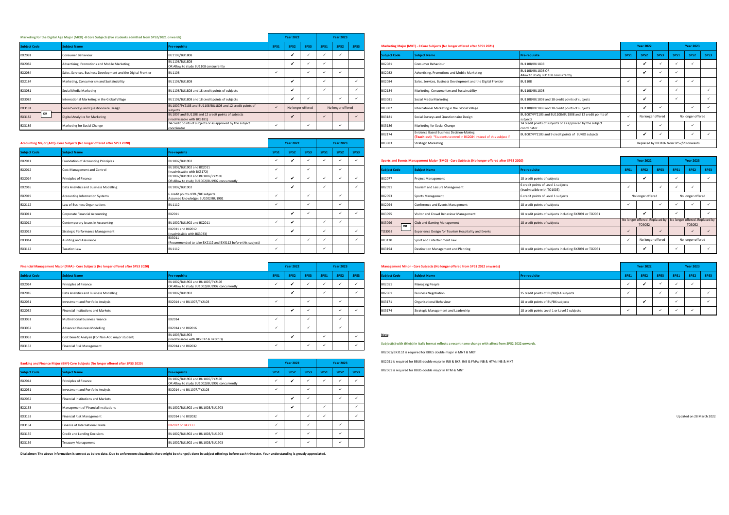### Marketing for the Digital Age Major (MKD) -8 Core Subjects (For students admitted from SP52/2021 onwards)

| Subject Code | Subject Name | Pre-requisite | Year 2022 SP51 | Year 2022 SP52 | Year 2022 SP53 | Year 2023 SP51 | Year 2023 SP52 | Year 2023 SP53 |
|---|---|---|---|---|---|---|---|---|
| BX2081 | Consumer Behaviour | BU1108/BU1808 | | ✔ | ✓ | ✓ | ✓ | |
| BX2082 | Advertising, Promotions and Mobile Marketing | BU1108/BU1808 OR Allow to study BU1108 concurrently | | ✔ | ✓ | ✓ | | |
| BX2084 | Sales, Services, Business Development and the Digital Frontier | BU1108 | ✓ | | ✓ | ✓ | ✓ | |
| BX2184 | Marketing, Consumerism and Sustainability | BU1108/BU1808 | | ✔ | | ✓ | | ✓ |
| BX3081 | Social Media Marketing | BU1108/BU1808 and 18 credit points of subjects | | ✔ | | ✓ | | ✓ |
| BX3082 | International Marketing in the Global Village | BU1108/BU1808 and 18 credit points of subjects | | ✔ | ✓ | | ✓ | ✓ |
| BX3181 | Social Surveys and Questionnaire Design | BU1007/PY2103 and BU1108/BU1808 and 12 credit points of subjects | ✓ | No longer offered | | No longer offered | | |
| OR BX3182 | Digital Analytics for Marketing | BU1007 and BU1108 and 12 credit points of subjects (Inadmissible with BX3181) | | ✔ | | ✓ | | ✓ |
| BX3186 | Marketing for Social Change | 24 credit points of subjects or as approved by the subject coordinator | ✓ | | ✓ | | ✓ | |

### Accounting Major (ACC)- Core Subjects (No longer offered after SP53 2020)

| Subject Code | Subject Name | Pre-requisite | Year 2022 SP51 | Year 2022 SP52 | Year 2022 SP53 | Year 2023 SP51 | Year 2023 SP52 | Year 2023 SP53 |
|---|---|---|---|---|---|---|---|---|
| BX2011 | Foundation of Accounting Principles | BU1002/BU1902 | ✓ | ✔ | ✓ | ✓ | ✓ | ✓ |
| BX2012 | Cost Management and Control | BU1002/BU1902 and BX2011 (Inadmissible with BX3172) | ✓ | | ✓ | | ✓ | |
| BX2014 | Principles of Finance | BU1002/BU1902 and BU1007/PY2103 OR Allow to study BU1002/BU1902 concurrently | ✓ | ✔ | ✓ | ✓ | ✓ | ✓ |
| BX2016 | Data Analytics and Business Modelling | BU1002/BU1902 | | ✔ | | ✓ | | ✓ |
| BX2019 | Accounting Information Systems | 6 credit points of BU/BX subjects Assumed knowledge: BU1002/BU1902 | ✓ | | ✓ | | ✓ | |
| BX2112 | Law of Business Organisations | BU1112 | ✓ | | ✓ | | ✓ | |
| BX3011 | Corporate Financial Accounting | BX2011 | | ✔ | ✓ | | ✓ | ✓ |
| BX3012 | Contemporary Issues in Accounting | BU1002/BU1902 and BX2011 | ✓ | ✔ | | ✓ | ✓ | |
| BX3013 | Strategic Performance Management | BX2011 and BX2012 (Inadmissible with BX3033) | | ✔ | | ✓ | | ✓ |
| BX3014 | Auditing and Assurance | BX3011 (Recommended to take BX2112 and BX3112 before this subject) | ✓ | | ✓ | ✓ | | ✓ |
| BX3112 | Taxation Law | BU1112 | ✓ | | | ✓ | | |

### Financial Management Major (FMA) - Core Subjects (No longer offered after SP53 2020)

| Subject Code | Subject Name | Pre-requisite | Year 2022 SP51 | Year 2022 SP52 | Year 2022 SP53 | Year 2023 SP51 | Year 2023 SP52 | Year 2023 SP53 |
|---|---|---|---|---|---|---|---|---|
| BX2014 | Principles of Finance | BU1002/BU1902 and BU1007/PY2103 OR Allow to study BU1002/BU1902 concurrently | ✓ | ✔ | ✓ | ✓ | ✓ | ✓ |
| BX2016 | Data Analytics and Business Modelling | BU1002/BU1902 | | ✔ | | ✓ | | ✓ |
| BX2031 | Investment and Portfolio Analysis | BX2014 and BU1007/PY2103 | ✓ | | ✓ | | ✓ | |
| BX2032 | Financial Institutions and Markets | | | ✔ | ✓ | | ✓ | ✓ |
| BX3031 | Multinational Business Finance | BX2014 | ✓ | | ✓ | | ✓ | |
| BX3032 | Advanced Business Modelling | BX2014 and BX2016 | ✓ | | ✓ | | ✓ | |
| BX3033 | Cost Benefit Analysis (For Non ACC major student) | BU1003/BU1903 (Inadmissible with BX2012 & BX3013) | | ✔ | | ✓ | | ✓ |
| BX3133 | Financial Risk Management | BX2014 and BX2032 | ✓ | | ✓ | ✓ | | ✓ |

### Banking and Finance Major (BKF)-Core Subjects (No longer offered after SP53 2020)

| Subject Code | Subject Name | Pre-requisite | Year 2022 SP51 | Year 2022 SP52 | Year 2022 SP53 | Year 2023 SP51 | Year 2023 SP52 | Year 2023 SP53 |
|---|---|---|---|---|---|---|---|---|
| BX2014 | Principles of Finance | BU1002/BU1902 and BU1007/PY2103 OR Allow to study BU1002/BU1902 concurrently | ✓ | ✔ | ✓ | ✓ | ✓ | ✓ |
| BX2031 | Investment and Portfolio Analysis | BX2014 and BU1007/PY2103 | ✓ | | ✓ | | ✓ | |
| BX2032 | Financial Institutions and Markets | | | ✔ | ✓ | | ✓ | ✓ |
| BX2133 | Management of Financial Institutions | BU1002/BU1902 and BU1003/BU1903 | | ✔ | | ✓ | | ✓ |
| BX3133 | Financial Risk Management | BX2014 and BX2032 | ✓ | | ✓ | ✓ | | ✓ |
| BX3134 | Finance of International Trade | BX2022 or BX2133 | ✓ | | ✓ | | ✓ | |
| BX3135 | Credit and Lending Decisions | BU1002/BU1902 and BU1003/BU1903 | ✓ | | ✓ | | ✓ | |
| BX3136 | Treasury Management | BU1002/BU1902 and BU1003/BU1903 | ✓ | | ✓ | | ✓ | |

**Disclaimer: The above information is correct as below date. Due to unforeseen situation/s there might be change/s done in subject offerings before each trimester. Your understanding is greatly appreciated.**

### Marketing Major (MKT) - 8 Core Subjects (No longer offered after SP51 2021)

| Subject Code | Subject Name | Pre-requisite | Year 2022 SP51 | Year 2022 SP52 | Year 2022 SP53 | Year 2023 SP51 | Year 2023 SP52 | Year 2023 SP53 |
|---|---|---|---|---|---|---|---|---|
| BX2081 | Consumer Behaviour | BU1108/BU1808 | | ✔ | ✓ | ✓ | ✓ | |
| BX2082 | Advertising, Promotions and Mobile Marketing | BU1108/BU1808 OR Allow to study BU1108 concurrently | | ✔ | ✓ | ✓ | | |
| BX2084 | Sales, Services, Business Development and the Digital Frontier | BU1108 | ✓ | | ✓ | ✓ | ✓ | |
| BX2184 | Marketing, Consumerism and Sustainability | BU1108/BU1808 | | ✔ | | ✓ | | ✓ |
| BX3081 | Social Media Marketing | BU1108/BU1808 and 18 credit points of subjects | | ✔ | | ✓ | | ✓ |
| BX3082 | International Marketing in the Global Village | BU1108/BU1808 and 18 credit points of subjects | | ✔ | ✓ | | ✓ | ✓ |
| BX3181 | Social Surveys and Questionnaire Design | BU1007/PY2103 and BU1108/BU1808 and 12 credit points of subjects | ✓ | No longer offered | | No longer offered | | |
| BX3186 | Marketing for Social Change | 24 credit points of subjects or as approved by the subject coordinator | ✓ | | ✓ | | ✓ | |
| BX2174 | Evidence Based Business Decision-Making (Teach-out) *Students to enrol in BX2084 instead of this subject if | BU1007/PY2103 and 9 credit points of BU/BX subjects | | ✔ | ✓ | | ✓ | ✓ |
| BX3083 | Strategic Marketing | | Replaced by BX3186 from SP52/20 onwards | | | | | |

### Sports and Events Management Major (SMG) - Core Subjects (No longer offered after SP53 2020)

| Subject Code | Subject Name | Pre-requisite | Year 2022 SP51 | Year 2022 SP52 | Year 2022 SP53 | Year 2023 SP51 | Year 2023 SP52 | Year 2023 SP53 |
|---|---|---|---|---|---|---|---|---|
| BX2077 | Project Management | 18 credit points of subjects | | ✔ | | ✓ | | ✓ |
| BX2091 | Tourism and Leisure Management | 6 credit points of Level 1 subjects (Inadmissible with TO1005) | ✓ | | ✓ | ✓ | ✓ | |
| BX2093 | Sports Management | 6 credit points of Level 1 subjects | No longer offered | | | No longer offered | | |
| BX2094 | Conference and Events Management | 18 credit points of subjects | ✓ | | ✓ | ✓ | ✓ | ✓ |
| BX3095 | Visitor and Crowd Behaviour Management | 18 credit points of subjects including BX2091 or TO2051 | | ✔ | | ✓ | | ✓ |
| BX3096 | Club and Gaming Management | 18 credit points of subjects | No longer offered. Replaced by TO3052 | | | No longer offered. Replaced by TO3052 | | |
| OR TO3052 | Experience Design for Tourism Hospitality and Events | | ✓ | | ✓ | | ✓ | ✓ |
| BX3120 | Sport and Entertainment Law | | ✓ | No longer offered | | No longer offered | | |
| BX3194 | Destination Management and Planning | 18 credit points of subjects including BX2091 or TO2051 | | ✔ | | ✓ | | ✓ |

### Management Minor - Core Subjects (No longer offered from SP51 2022 onwards)

| Subject Code | Subject Name | Pre-requisite | Year 2022 SP51 | Year 2022 SP52 | Year 2022 SP53 | Year 2023 SP51 | Year 2023 SP52 | Year 2023 SP53 |
|---|---|---|---|---|---|---|---|---|
| BX2051 | Managing People | | ✓ | ✔ | ✓ | ✓ | ✓ | |
| BX2061 | Business Negotiation | 15 credit points of BU/BX/LA subjects | ✓ | | ✓ | ✓ | | ✓ |
| BX3171 | Organisational Behaviour | 18 credit points of BU/BX subjects | | ✔ | | ✓ | | ✓ |
| BX3174 | Strategic Management and Leadership | 18 credit points Level 1 or Level 2 subjects | ✓ | | ✓ | ✓ | ✓ | |

**Note:**

Subject(s) with title(s) in Italic format reflects a recent name change with affect from SP52 2022 onwards.

BX2061/BX3152 is required for BBUS double major in MNT & MKT

BX2051 is required for BBUS double major in INB & BKF; INB & FMA; INB & HTM; INB & MKT

BX2061 is required for BBUS double major in HTM & MNT

Updated on 28 March 2022